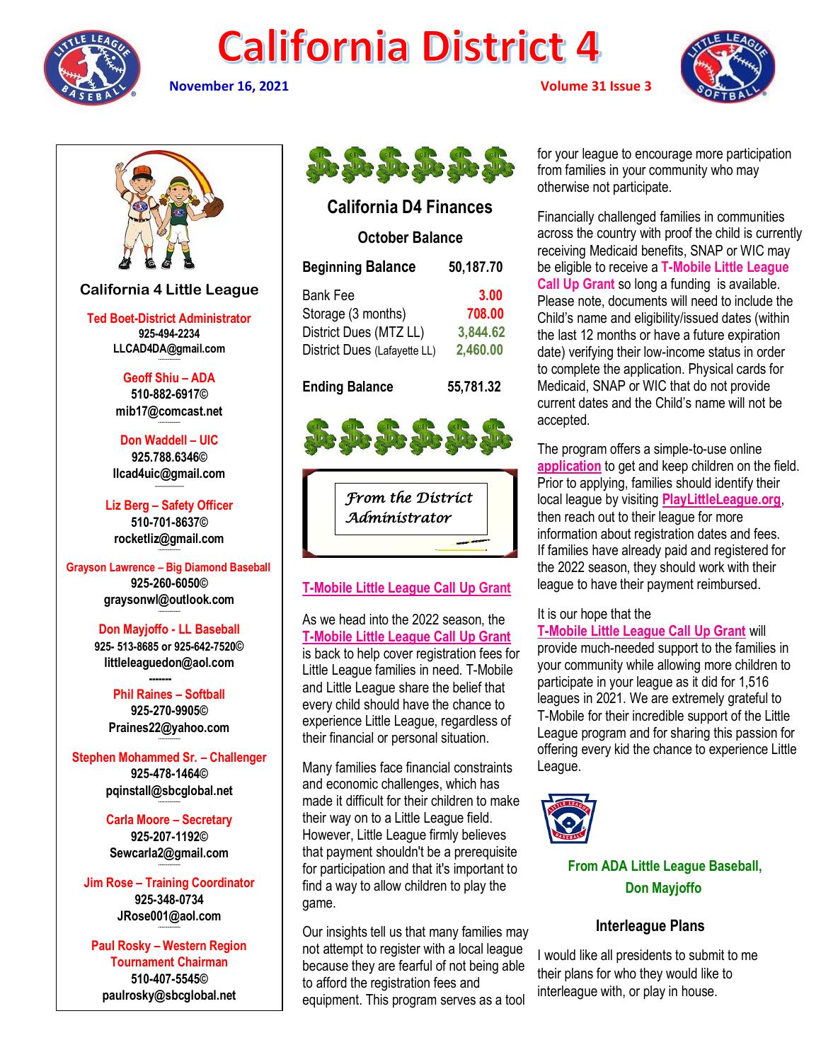# California District 4

**November 16, 2021** — **Volume 31 Issue 3**

## California 4 Little League

**Ted Boet-District Administrator**
925-494-2234
LLCAD4DA@gmail.com

**Geoff Shiu – ADA**
510-882-6917©
mib17@comcast.net

**Don Waddell – UIC**
925.788.6346©
llcad4uic@gmail.com

**Liz Berg – Safety Officer**
510-701-8637©
rocketliz@gmail.com

**Grayson Lawrence – Big Diamond Baseball**
925-260-6050©
graysonwl@outlook.com

**Don Mayjoffo - LL Baseball**
925- 513-8685 or 925-642-7520©
littleleaguedon@aol.com

**Phil Raines – Softball**
925-270-9905©
Praines22@yahoo.com

**Stephen Mohammed Sr. – Challenger**
925-478-1464©
pqinstall@sbcglobal.net

**Carla Moore – Secretary**
925-207-1192©
Sewcarla2@gmail.com

**Jim Rose – Training Coordinator**
925-348-0734
JRose001@aol.com

**Paul Rosky – Western Region Tournament Chairman**
510-407-5545©
paulrosky@sbcglobal.net

## California D4 Finances

### October Balance

| | |
|---|---|
| **Beginning Balance** | **50,187.70** |
| Bank Fee | 3.00 |
| Storage (3 months) | 708.00 |
| District Dues (MTZ LL) | 3,844.62 |
| District Dues (Lafayette LL) | 2,460.00 |
| **Ending Balance** | **55,781.32** |

## *From the District Administrator*

### T-Mobile Little League Call Up Grant

As we head into the 2022 season, the T-Mobile Little League Call Up Grant is back to help cover registration fees for Little League families in need. T-Mobile and Little League share the belief that every child should have the chance to experience Little League, regardless of their financial or personal situation.

Many families face financial constraints and economic challenges, which has made it difficult for their children to make their way on to a Little League field. However, Little League firmly believes that payment shouldn't be a prerequisite for participation and that it's important to find a way to allow children to play the game.

Our insights tell us that many families may not attempt to register with a local league because they are fearful of not being able to afford the registration fees and equipment. This program serves as a tool for your league to encourage more participation from families in your community who may otherwise not participate.

Financially challenged families in communities across the country with proof the child is currently receiving Medicaid benefits, SNAP or WIC may be eligible to receive a **T-Mobile Little League Call Up Grant** so long a funding is available. Please note, documents will need to include the Child's name and eligibility/issued dates (within the last 12 months or have a future expiration date) verifying their low-income status in order to complete the application. Physical cards for Medicaid, SNAP or WIC that do not provide current dates and the Child's name will not be accepted.

The program offers a simple-to-use online application to get and keep children on the field. Prior to applying, families should identify their local league by visiting PlayLittleLeague.org, then reach out to their league for more information about registration dates and fees. If families have already paid and registered for the 2022 season, they should work with their league to have their payment reimbursed.

It is our hope that the T-Mobile Little League Call Up Grant will provide much-needed support to the families in your community while allowing more children to participate in your league as it did for 1,516 leagues in 2021. We are extremely grateful to T-Mobile for their incredible support of the Little League program and for sharing this passion for offering every kid the chance to experience Little League.

## From ADA Little League Baseball, Don Mayjoffo

### Interleague Plans

I would like all presidents to submit to me their plans for who they would like to interleague with, or play in house.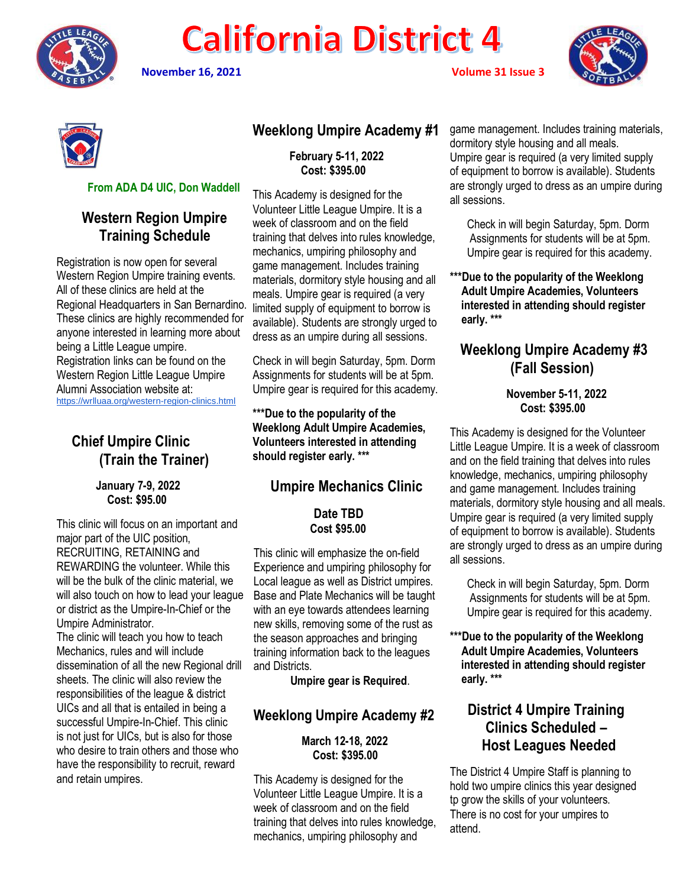# California District 4

**November 16, 2021** **Volume 31 Issue 3**

**From ADA D4 UIC, Don Waddell**

## Western Region Umpire Training Schedule

Registration is now open for several Western Region Umpire training events. All of these clinics are held at the Regional Headquarters in San Bernardino. These clinics are highly recommended for anyone interested in learning more about being a Little League umpire. Registration links can be found on the Western Region Little League Umpire Alumni Association website at: https://wrlluaa.org/western-region-clinics.html

## Chief Umpire Clinic (Train the Trainer)

**January 7-9, 2022**
**Cost: $95.00**

This clinic will focus on an important and major part of the UIC position, RECRUITING, RETAINING and REWARDING the volunteer. While this will be the bulk of the clinic material, we will also touch on how to lead your league or district as the Umpire-In-Chief or the Umpire Administrator.
The clinic will teach you how to teach Mechanics, rules and will include dissemination of all the new Regional drill sheets. The clinic will also review the responsibilities of the league & district UICs and all that is entailed in being a successful Umpire-In-Chief. This clinic is not just for UICs, but is also for those who desire to train others and those who have the responsibility to recruit, reward and retain umpires.

## Weeklong Umpire Academy #1

**February 5-11, 2022**
**Cost: $395.00**

This Academy is designed for the Volunteer Little League Umpire. It is a week of classroom and on the field training that delves into rules knowledge, mechanics, umpiring philosophy and game management. Includes training materials, dormitory style housing and all meals. Umpire gear is required (a very limited supply of equipment to borrow is available). Students are strongly urged to dress as an umpire during all sessions.

Check in will begin Saturday, 5pm. Dorm Assignments for students will be at 5pm. Umpire gear is required for this academy.

**\*\*\*Due to the popularity of the Weeklong Adult Umpire Academies, Volunteers interested in attending should register early. \*\*\***

## Umpire Mechanics Clinic

**Date TBD**
**Cost $95.00**

This clinic will emphasize the on-field Experience and umpiring philosophy for Local league as well as District umpires. Base and Plate Mechanics will be taught with an eye towards attendees learning new skills, removing some of the rust as the season approaches and bringing training information back to the leagues and Districts.

**Umpire gear is Required**.

## Weeklong Umpire Academy #2

**March 12-18, 2022**
**Cost: $395.00**

This Academy is designed for the Volunteer Little League Umpire. It is a week of classroom and on the field training that delves into rules knowledge, mechanics, umpiring philosophy and game management. Includes training materials, dormitory style housing and all meals. Umpire gear is required (a very limited supply of equipment to borrow is available). Students are strongly urged to dress as an umpire during all sessions.

Check in will begin Saturday, 5pm. Dorm Assignments for students will be at 5pm. Umpire gear is required for this academy.

**\*\*\*Due to the popularity of the Weeklong Adult Umpire Academies, Volunteers interested in attending should register early. \*\*\***

## Weeklong Umpire Academy #3 (Fall Session)

**November 5-11, 2022**
**Cost: $395.00**

This Academy is designed for the Volunteer Little League Umpire. It is a week of classroom and on the field training that delves into rules knowledge, mechanics, umpiring philosophy and game management. Includes training materials, dormitory style housing and all meals. Umpire gear is required (a very limited supply of equipment to borrow is available). Students are strongly urged to dress as an umpire during all sessions.

Check in will begin Saturday, 5pm. Dorm Assignments for students will be at 5pm. Umpire gear is required for this academy.

**\*\*\*Due to the popularity of the Weeklong Adult Umpire Academies, Volunteers interested in attending should register early. \*\*\***

## District 4 Umpire Training Clinics Scheduled – Host Leagues Needed

The District 4 Umpire Staff is planning to hold two umpire clinics this year designed tp grow the skills of your volunteers. There is no cost for your umpires to attend.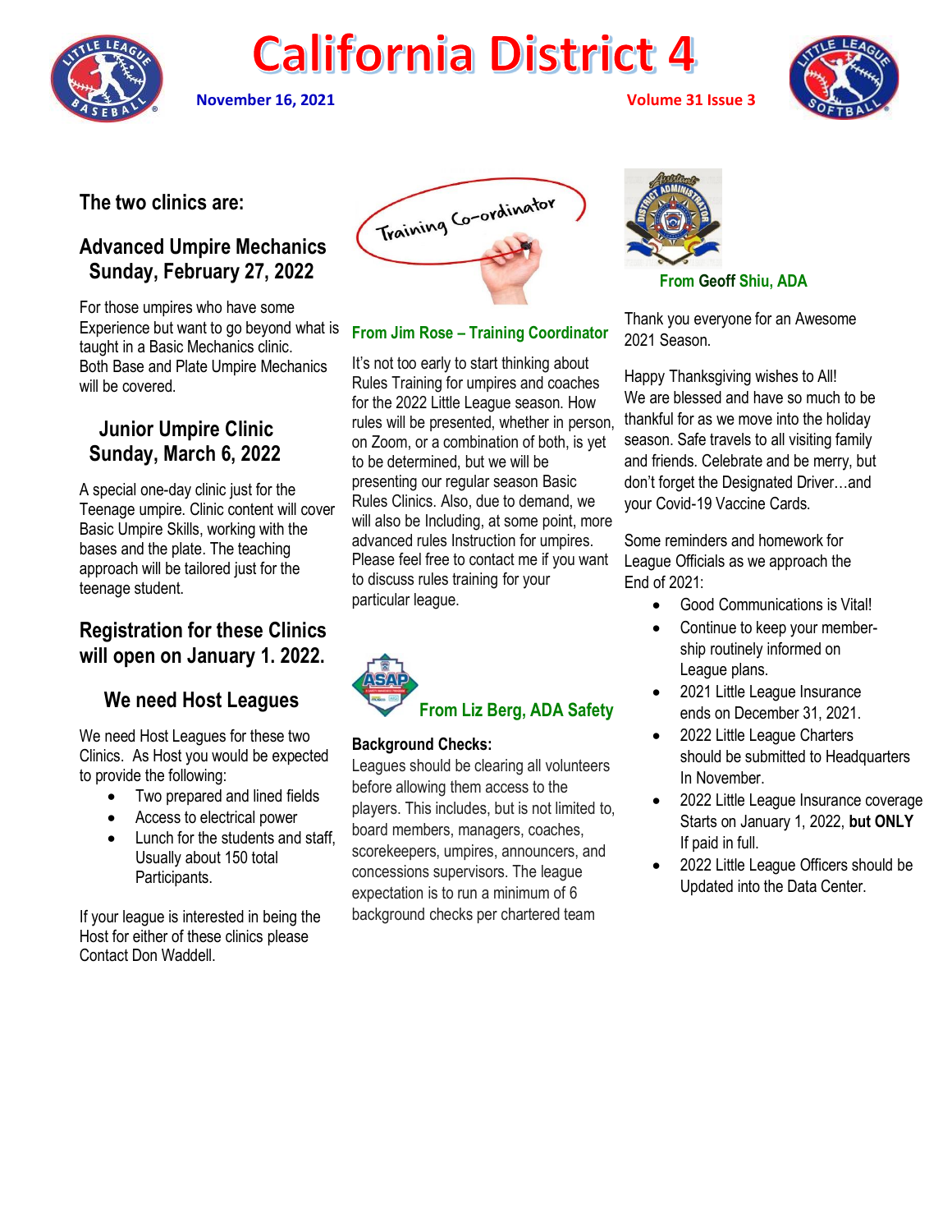# California District 4

November 16, 2021

### The two clinics are:

### Advanced Umpire Mechanics Sunday, February 27, 2022

For those umpires who have some Experience but want to go beyond what is taught in a Basic Mechanics clinic. Both Base and Plate Umpire Mechanics will be covered.

### Junior Umpire Clinic Sunday, March 6, 2022

A special one-day clinic just for the Teenage umpire. Clinic content will cover Basic Umpire Skills, working with the bases and the plate. The teaching approach will be tailored just for the teenage student.

### Registration for these Clinics will open on January 1. 2022.

### We need Host Leagues

We need Host Leagues for these two Clinics. As Host you would be expected to provide the following:

- Two prepared and lined fields
- Access to electrical power
- Lunch for the students and staff, Usually about 150 total Participants.

If your league is interested in being the Host for either of these clinics please Contact Don Waddell.

Training Co-ordinator

### From Jim Rose – Training Coordinator

It's not too early to start thinking about Rules Training for umpires and coaches for the 2022 Little League season. How rules will be presented, whether in person, on Zoom, or a combination of both, is yet to be determined, but we will be presenting our regular season Basic Rules Clinics. Also, due to demand, we will also be Including, at some point, more advanced rules Instruction for umpires. Please feel free to contact me if you want to discuss rules training for your particular league.

### From Liz Berg, ADA Safety

**Background Checks:**

Leagues should be clearing all volunteers before allowing them access to the players. This includes, but is not limited to, board members, managers, coaches, scorekeepers, umpires, announcers, and concessions supervisors. The league expectation is to run a minimum of 6 background checks per chartered team

### From Geoff Shiu, ADA

Thank you everyone for an Awesome 2021 Season.

Happy Thanksgiving wishes to All! We are blessed and have so much to be thankful for as we move into the holiday season. Safe travels to all visiting family and friends. Celebrate and be merry, but don't forget the Designated Driver…and your Covid-19 Vaccine Cards.

Some reminders and homework for League Officials as we approach the End of 2021:

- Good Communications is Vital!
- Continue to keep your member-ship routinely informed on League plans.
- 2021 Little League Insurance ends on December 31, 2021.
- 2022 Little League Charters should be submitted to Headquarters In November.
- 2022 Little League Insurance coverage Starts on January 1, 2022, **but ONLY** If paid in full.
- 2022 Little League Officers should be Updated into the Data Center.